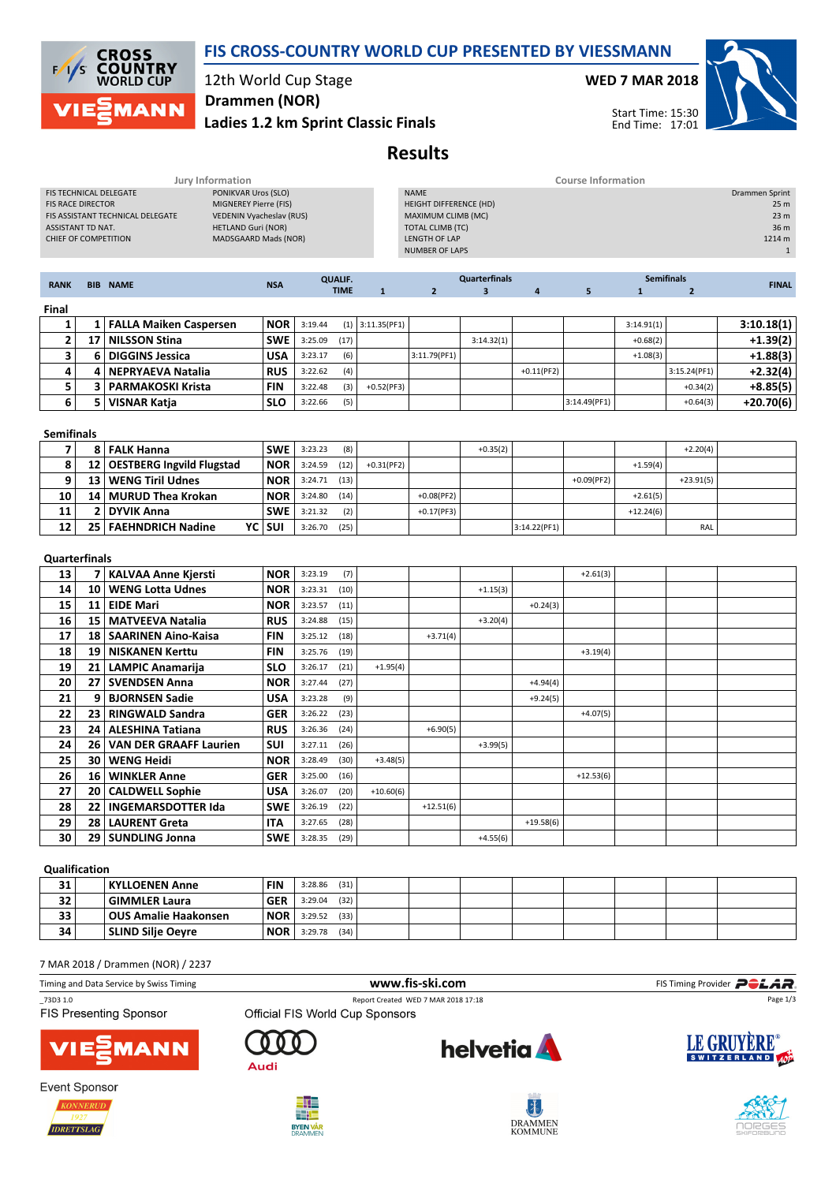# FIS CROSS-COUNTRY WORLD CUP PRESENTED BY VIESSMANN

12th World Cup Stage
Drammen (NOR)
**Ladies 1.2 km Sprint Classic Finals**

**WED 7 MAR 2018**

Start Time: 15:30
End Time: 17:01

## Results

| Jury Information | |
|---|---|
| FIS TECHNICAL DELEGATE | PONIKVAR Uros (SLO) |
| FIS RACE DIRECTOR | MIGNEREY Pierre (FIS) |
| FIS ASSISTANT TECHNICAL DELEGATE | VEDENIN Vyacheslav (RUS) |
| ASSISTANT TD NAT. | HETLAND Guri (NOR) |
| CHIEF OF COMPETITION | MADSGAARD Mads (NOR) |

| Course Information | |
|---|---|
| NAME | Drammen Sprint |
| HEIGHT DIFFERENCE (HD) | 25 m |
| MAXIMUM CLIMB (MC) | 23 m |
| TOTAL CLIMB (TC) | 36 m |
| LENGTH OF LAP | 1214 m |
| NUMBER OF LAPS | 1 |

| RANK | BIB | NAME | NSA | QUALIF. TIME | | Quarterfinals 1 | 2 | 3 | 4 | 5 | Semifinals 1 | 2 | FINAL |
|---|---|---|---|---|---|---|---|---|---|---|---|---|---|
| **Final** | | | | | | | | | | | | | |
| 1 | 1 | FALLA Maiken Caspersen | NOR | 3:19.44 | (1) | 3:11.35(PF1) | | | | | 3:14.91(1) | | 3:10.18(1) |
| 2 | 17 | NILSSON Stina | SWE | 3:25.09 | (17) | | | 3:14.32(1) | | | +0.68(2) | | +1.39(2) |
| 3 | 6 | DIGGINS Jessica | USA | 3:23.17 | (6) | | 3:11.79(PF1) | | | | +1.08(3) | | +1.88(3) |
| 4 | 4 | NEPRYAEVA Natalia | RUS | 3:22.62 | (4) | | | | +0.11(PF2) | | | 3:15.24(PF1) | +2.32(4) |
| 5 | 3 | PARMAKOSKI Krista | FIN | 3:22.48 | (3) | +0.52(PF3) | | | | | | +0.34(2) | +8.85(5) |
| 6 | 5 | VISNAR Katja | SLO | 3:22.66 | (5) | | | | | 3:14.49(PF1) | | +0.64(3) | +20.70(6) |
| **Semifinals** | | | | | | | | | | | | | |
| 7 | 8 | FALK Hanna | SWE | 3:23.23 | (8) | | | +0.35(2) | | | | +2.20(4) | |
| 8 | 12 | OESTBERG Ingvild Flugstad | NOR | 3:24.59 | (12) | +0.31(PF2) | | | | | +1.59(4) | | |
| 9 | 13 | WENG Tiril Udnes | NOR | 3:24.71 | (13) | | | | | +0.09(PF2) | | +23.91(5) | |
| 10 | 14 | MURUD Thea Krokan | NOR | 3:24.80 | (14) | | +0.08(PF2) | | | | +2.61(5) | | |
| 11 | 2 | DYVIK Anna | SWE | 3:21.32 | (2) | | +0.17(PF3) | | | | +12.24(6) | | |
| 12 | 25 | FAEHNDRICH Nadine YC | SUI | 3:26.70 | (25) | | | | 3:14.22(PF1) | | | RAL | |
| **Quarterfinals** | | | | | | | | | | | | | |
| 13 | 7 | KALVAA Anne Kjersti | NOR | 3:23.19 | (7) | | | | | +2.61(3) | | | |
| 14 | 10 | WENG Lotta Udnes | NOR | 3:23.31 | (10) | | | +1.15(3) | | | | | |
| 15 | 11 | EIDE Mari | NOR | 3:23.57 | (11) | | | | +0.24(3) | | | | |
| 16 | 15 | MATVEEVA Natalia | RUS | 3:24.88 | (15) | | | +3.20(4) | | | | | |
| 17 | 18 | SAARINEN Aino-Kaisa | FIN | 3:25.12 | (18) | | +3.71(4) | | | | | | |
| 18 | 19 | NISKANEN Kerttu | FIN | 3:25.76 | (19) | | | | | +3.19(4) | | | |
| 19 | 21 | LAMPIC Anamarija | SLO | 3:26.17 | (21) | +1.95(4) | | | | | | | |
| 20 | 27 | SVENDSEN Anna | NOR | 3:27.44 | (27) | | | | +4.94(4) | | | | |
| 21 | 9 | BJORNSEN Sadie | USA | 3:23.28 | (9) | | | | +9.24(5) | | | | |
| 22 | 23 | RINGWALD Sandra | GER | 3:26.22 | (23) | | | | | +4.07(5) | | | |
| 23 | 24 | ALESHINA Tatiana | RUS | 3:26.36 | (24) | | +6.90(5) | | | | | | |
| 24 | 26 | VAN DER GRAAFF Laurien | SUI | 3:27.11 | (26) | | | +3.99(5) | | | | | |
| 25 | 30 | WENG Heidi | NOR | 3:28.49 | (30) | +3.48(5) | | | | | | | |
| 26 | 16 | WINKLER Anne | GER | 3:25.00 | (16) | | | | | +12.53(6) | | | |
| 27 | 20 | CALDWELL Sophie | USA | 3:26.07 | (20) | +10.60(6) | | | | | | | |
| 28 | 22 | INGEMARSDOTTER Ida | SWE | 3:26.19 | (22) | | +12.51(6) | | | | | | |
| 29 | 28 | LAURENT Greta | ITA | 3:27.65 | (28) | | | | +19.58(6) | | | | |
| 30 | 29 | SUNDLING Jonna | SWE | 3:28.35 | (29) | | | +4.55(6) | | | | | |
| **Qualification** | | | | | | | | | | | | | |
| 31 | | KYLLOENEN Anne | FIN | 3:28.86 | (31) | | | | | | | | |
| 32 | | GIMMLER Laura | GER | 3:29.04 | (32) | | | | | | | | |
| 33 | | OUS Amalie Haakonsen | NOR | 3:29.52 | (33) | | | | | | | | |
| 34 | | SLIND Silje Oeyre | NOR | 3:29.78 | (34) | | | | | | | | |

7 MAR 2018 / Drammen (NOR) / 2237

Timing and Data Service by Swiss Timing — www.fis-ski.com — FIS Timing Provider POLAR

_73D3 1.0 — Report Created WED 7 MAR 2018 17:18

FIS Presenting Sponsor: VIESSMANN — Official FIS World Cup Sponsors: Audi, helvetia, LE GRUYÈRE SWITZERLAND

Event Sponsor: KONNERUD IDRETTSLAG, BYEN VÅR DRAMMEN, DRAMMEN KOMMUNE, NORGES SKIFORBUND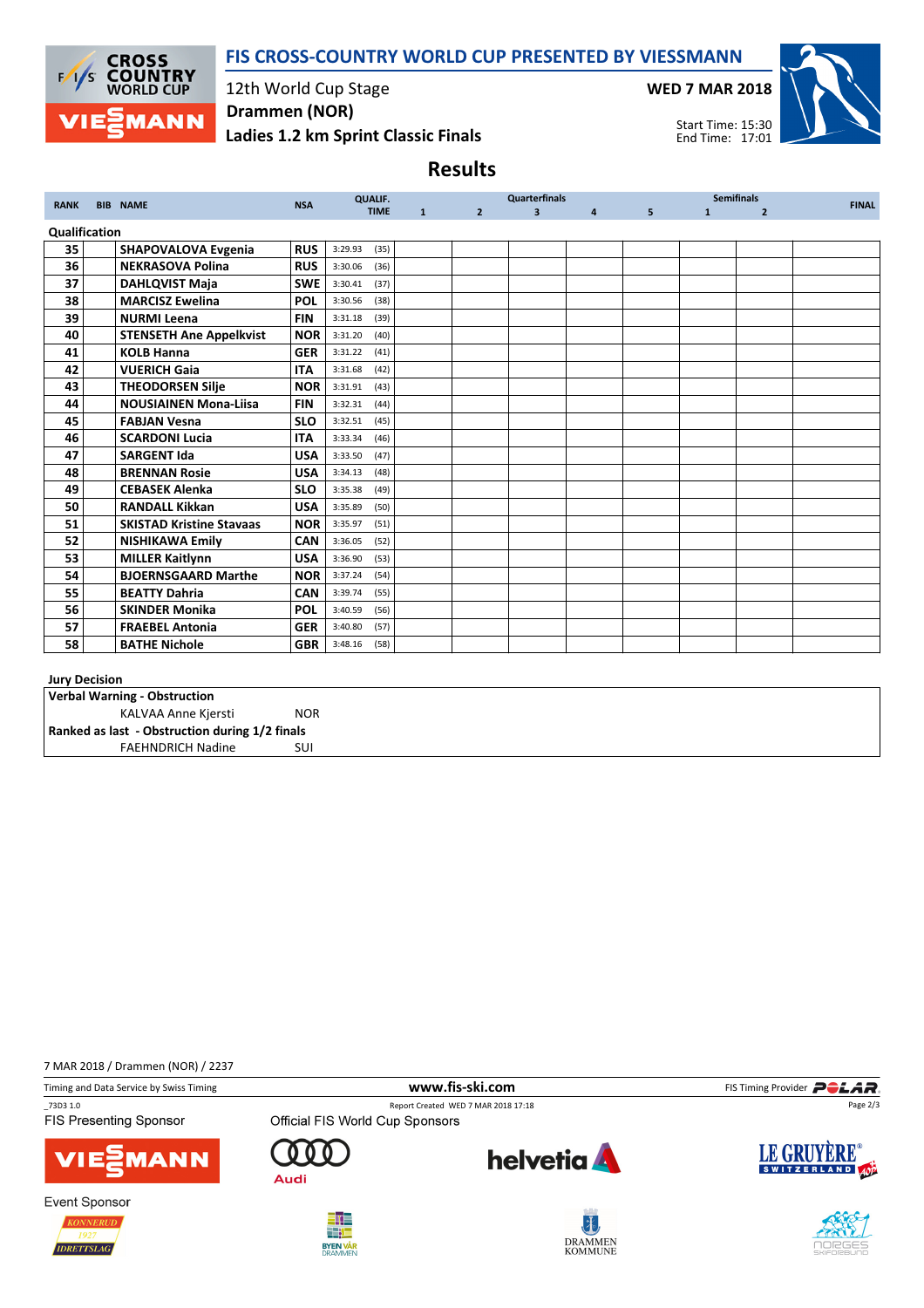# FIS CROSS-COUNTRY WORLD CUP PRESENTED BY VIESSMANN

12th World Cup Stage
Drammen (NOR)
Ladies 1.2 km Sprint Classic Finals

WED 7 MAR 2018

Start Time: 15:30
End Time: 17:01

## Results

| RANK | BIB | NAME | NSA | QUALIF. TIME | | Quarterfinals 1 | 2 | 3 | 4 | 5 | Semifinals 1 | 2 | FINAL |
|---|---|---|---|---|---|---|---|---|---|---|---|---|---|
| **Qualification** | | | | | | | | | | | | | |
| 35 | | SHAPOVALOVA Evgenia | RUS | 3:29.93 | (35) | | | | | | | | |
| 36 | | NEKRASOVA Polina | RUS | 3:30.06 | (36) | | | | | | | | |
| 37 | | DAHLQVIST Maja | SWE | 3:30.41 | (37) | | | | | | | | |
| 38 | | MARCISZ Ewelina | POL | 3:30.56 | (38) | | | | | | | | |
| 39 | | NURMI Leena | FIN | 3:31.18 | (39) | | | | | | | | |
| 40 | | STENSETH Ane Appelkvist | NOR | 3:31.20 | (40) | | | | | | | | |
| 41 | | KOLB Hanna | GER | 3:31.22 | (41) | | | | | | | | |
| 42 | | VUERICH Gaia | ITA | 3:31.68 | (42) | | | | | | | | |
| 43 | | THEODORSEN Silje | NOR | 3:31.91 | (43) | | | | | | | | |
| 44 | | NOUSIAINEN Mona-Liisa | FIN | 3:32.31 | (44) | | | | | | | | |
| 45 | | FABJAN Vesna | SLO | 3:32.51 | (45) | | | | | | | | |
| 46 | | SCARDONI Lucia | ITA | 3:33.34 | (46) | | | | | | | | |
| 47 | | SARGENT Ida | USA | 3:33.50 | (47) | | | | | | | | |
| 48 | | BRENNAN Rosie | USA | 3:34.13 | (48) | | | | | | | | |
| 49 | | CEBASEK Alenka | SLO | 3:35.38 | (49) | | | | | | | | |
| 50 | | RANDALL Kikkan | USA | 3:35.89 | (50) | | | | | | | | |
| 51 | | SKISTAD Kristine Stavaas | NOR | 3:35.97 | (51) | | | | | | | | |
| 52 | | NISHIKAWA Emily | CAN | 3:36.05 | (52) | | | | | | | | |
| 53 | | MILLER Kaitlynn | USA | 3:36.90 | (53) | | | | | | | | |
| 54 | | BJOERNSGAARD Marthe | NOR | 3:37.24 | (54) | | | | | | | | |
| 55 | | BEATTY Dahria | CAN | 3:39.74 | (55) | | | | | | | | |
| 56 | | SKINDER Monika | POL | 3:40.59 | (56) | | | | | | | | |
| 57 | | FRAEBEL Antonia | GER | 3:40.80 | (57) | | | | | | | | |
| 58 | | BATHE Nichole | GBR | 3:48.16 | (58) | | | | | | | | |

**Jury Decision**

| | |
|---|---|
| **Verbal Warning - Obstruction** | |
| KALVAA Anne Kjersti | NOR |
| **Ranked as last - Obstruction during 1/2 finals** | |
| FAEHNDRICH Nadine | SUI |

7 MAR 2018 / Drammen (NOR) / 2237

Timing and Data Service by Swiss Timing — www.fis-ski.com — FIS Timing Provider POLAR

_73D3 1.0 — Report Created WED 7 MAR 2018 17:18

FIS Presenting Sponsor: VIESSMANN

Official FIS World Cup Sponsors: Audi, helvetia, LE GRUYÈRE SWITZERLAND

Event Sponsor: KONNERUD 1927 IDRETTSLAG, BYEN VÅR DRAMMEN, DRAMMEN KOMMUNE, NORGES SKIFORBUND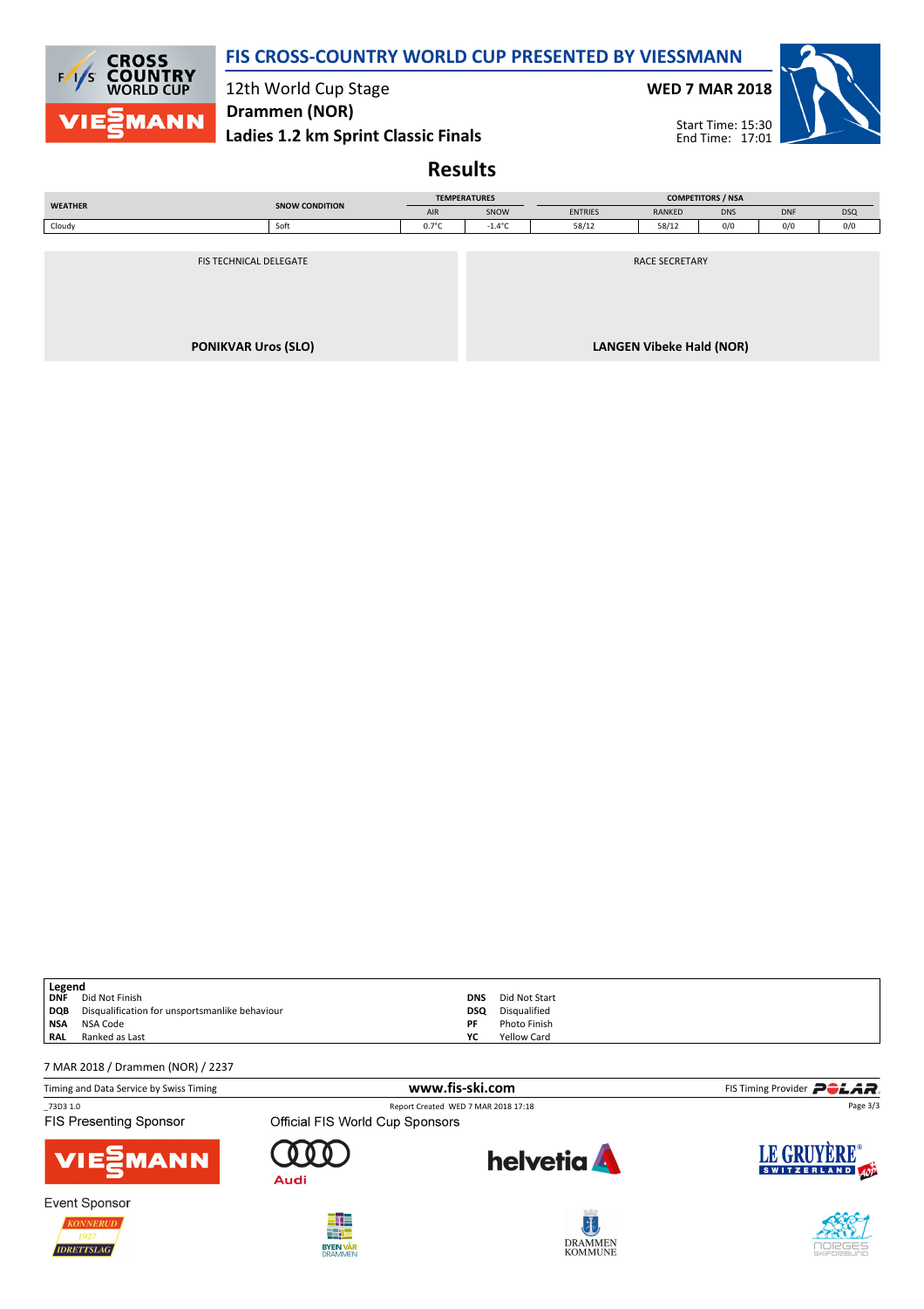# FIS CROSS-COUNTRY WORLD CUP PRESENTED BY VIESSMANN

12th World Cup Stage

**Drammen (NOR)**

**Ladies 1.2 km Sprint Classic Finals**

**WED 7 MAR 2018**

Start Time: 15:30
End Time: 17:01

## Results

| WEATHER | SNOW CONDITION | TEMPERATURES | | COMPETITORS / NSA | | | | |
|---|---|---|---|---|---|---|---|---|
| | | AIR | SNOW | ENTRIES | RANKED | DNS | DNF | DSQ |
| Cloudy | Soft | 0.7°C | -1.4°C | 58/12 | 58/12 | 0/0 | 0/0 | 0/0 |

| FIS TECHNICAL DELEGATE | RACE SECRETARY |
|---|---|
| **PONIKVAR Uros (SLO)** | **LANGEN Vibeke Hald (NOR)** |

**Legend**

| | | | |
|---|---|---|---|
| **DNF** | Did Not Finish | **DNS** | Did Not Start |
| **DQB** | Disqualification for unsportsmanlike behaviour | **DSQ** | Disqualified |
| **NSA** | NSA Code | **PF** | Photo Finish |
| **RAL** | Ranked as Last | **YC** | Yellow Card |

7 MAR 2018 / Drammen (NOR) / 2237

Timing and Data Service by Swiss Timing

www.fis-ski.com

FIS Timing Provider POLAR

_73D3 1.0

Report Created WED 7 MAR 2018 17:18

FIS Presenting Sponsor

Official FIS World Cup Sponsors

Event Sponsor